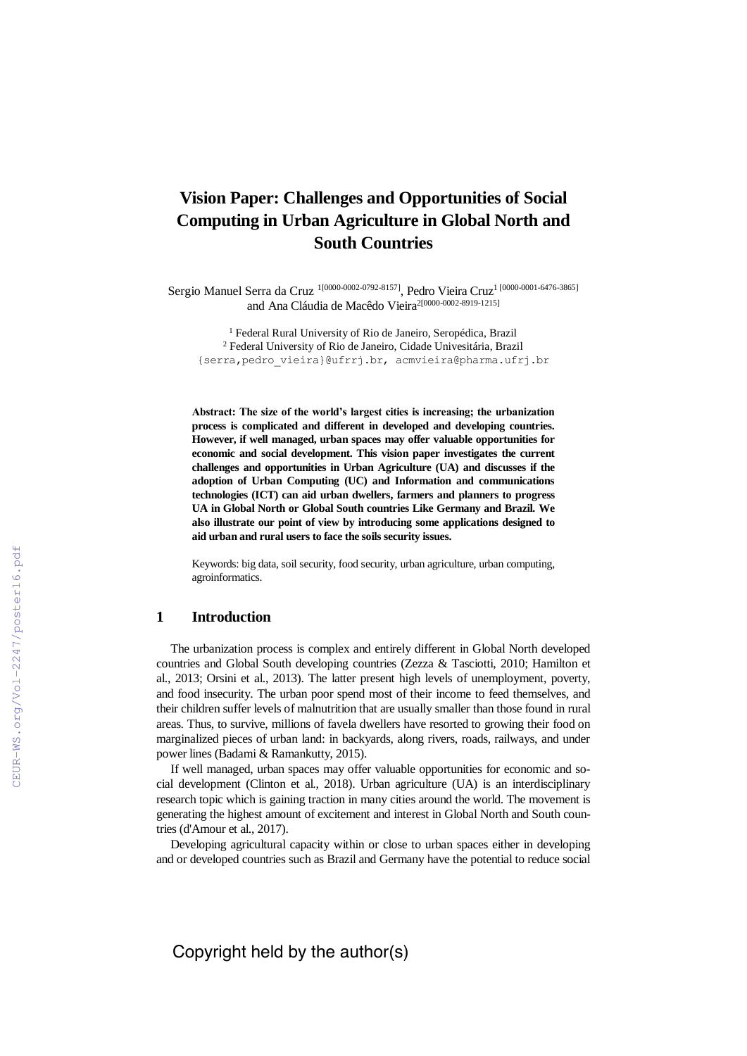# Vision Paper: Challenges and Opportunities of Social Computing in Urban Agriculture in Global North and South Countries

Sergio Manuel Serra da Cruz [1[0000-0002-0792-8157]], Pedro Vieira Cruz[1 [0000-0001-6476-3865]] and Ana Cláudia de Macêdo Vieira[2[0000-0002-8919-1215]]

[1] Federal Rural University of Rio de Janeiro, Seropédica, Brazil
[2] Federal University of Rio de Janeiro, Cidade Univesitária, Brazil
{serra,pedro_vieira}@ufrrj.br, acmvieira@pharma.ufrj.br

**Abstract: The size of the world's largest cities is increasing; the urbanization process is complicated and different in developed and developing countries. However, if well managed, urban spaces may offer valuable opportunities for economic and social development. This vision paper investigates the current challenges and opportunities in Urban Agriculture (UA) and discusses if the adoption of Urban Computing (UC) and Information and communications technologies (ICT) can aid urban dwellers, farmers and planners to progress UA in Global North or Global South countries Like Germany and Brazil. We also illustrate our point of view by introducing some applications designed to aid urban and rural users to face the soils security issues.**

Keywords: big data, soil security, food security, urban agriculture, urban computing, agroinformatics.

## 1 Introduction

The urbanization process is complex and entirely different in Global North developed countries and Global South developing countries (Zezza & Tasciotti, 2010; Hamilton et al., 2013; Orsini et al., 2013). The latter present high levels of unemployment, poverty, and food insecurity. The urban poor spend most of their income to feed themselves, and their children suffer levels of malnutrition that are usually smaller than those found in rural areas. Thus, to survive, millions of favela dwellers have resorted to growing their food on marginalized pieces of urban land: in backyards, along rivers, roads, railways, and under power lines (Badami & Ramankutty, 2015).

If well managed, urban spaces may offer valuable opportunities for economic and social development (Clinton et al., 2018). Urban agriculture (UA) is an interdisciplinary research topic which is gaining traction in many cities around the world. The movement is generating the highest amount of excitement and interest in Global North and South countries (d'Amour et al., 2017).

Developing agricultural capacity within or close to urban spaces either in developing and or developed countries such as Brazil and Germany have the potential to reduce social

Copyright held by the author(s)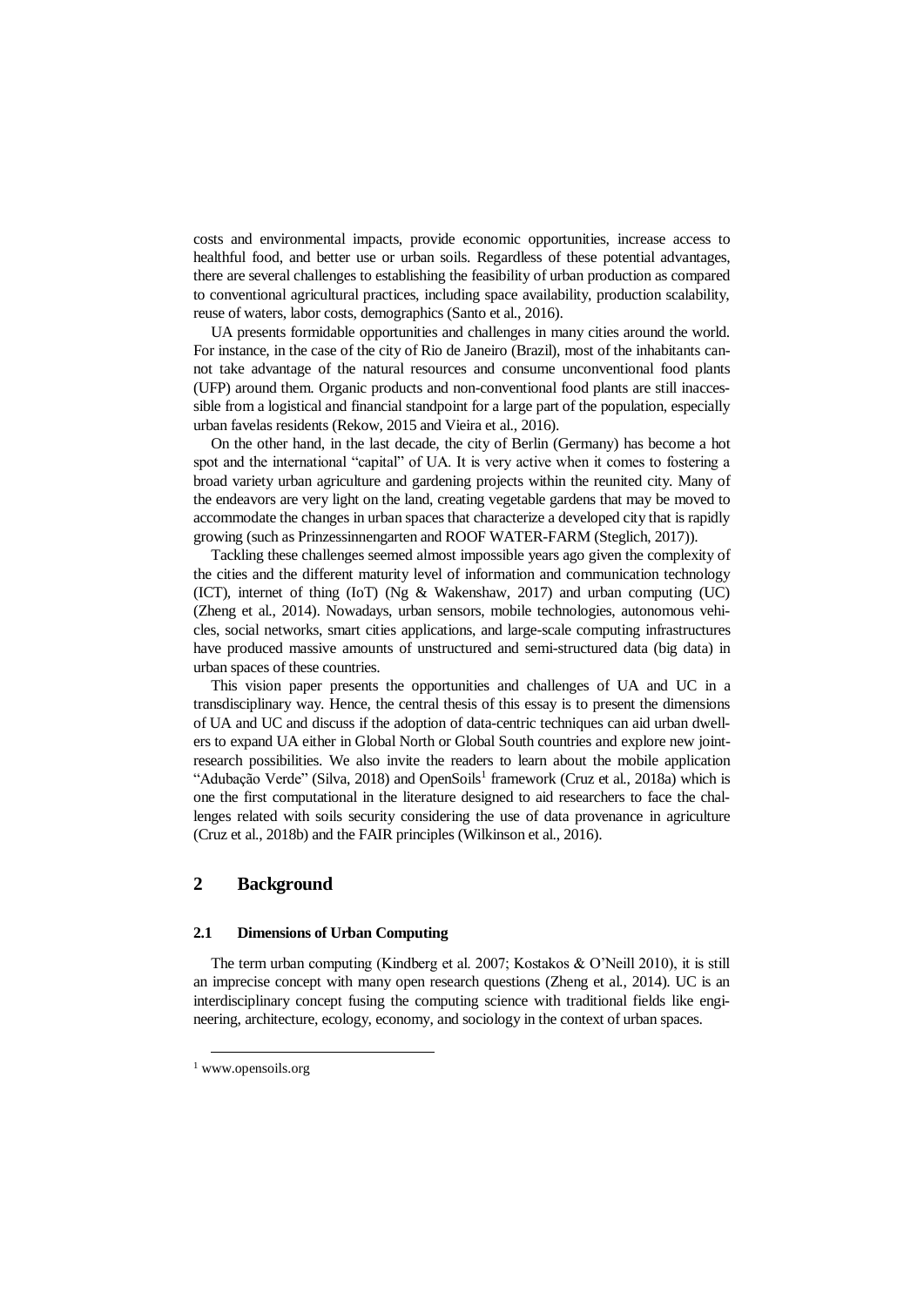costs and environmental impacts, provide economic opportunities, increase access to healthful food, and better use or urban soils. Regardless of these potential advantages, there are several challenges to establishing the feasibility of urban production as compared to conventional agricultural practices, including space availability, production scalability, reuse of waters, labor costs, demographics (Santo et al., 2016).

UA presents formidable opportunities and challenges in many cities around the world. For instance, in the case of the city of Rio de Janeiro (Brazil), most of the inhabitants cannot take advantage of the natural resources and consume unconventional food plants (UFP) around them. Organic products and non-conventional food plants are still inaccessible from a logistical and financial standpoint for a large part of the population, especially urban favelas residents (Rekow, 2015 and Vieira et al., 2016).

On the other hand, in the last decade, the city of Berlin (Germany) has become a hot spot and the international "capital" of UA. It is very active when it comes to fostering a broad variety urban agriculture and gardening projects within the reunited city. Many of the endeavors are very light on the land, creating vegetable gardens that may be moved to accommodate the changes in urban spaces that characterize a developed city that is rapidly growing (such as Prinzessinnengarten and ROOF WATER-FARM (Steglich, 2017)).

Tackling these challenges seemed almost impossible years ago given the complexity of the cities and the different maturity level of information and communication technology (ICT), internet of thing (IoT) (Ng & Wakenshaw, 2017) and urban computing (UC) (Zheng et al., 2014). Nowadays, urban sensors, mobile technologies, autonomous vehicles, social networks, smart cities applications, and large-scale computing infrastructures have produced massive amounts of unstructured and semi-structured data (big data) in urban spaces of these countries.

This vision paper presents the opportunities and challenges of UA and UC in a transdisciplinary way. Hence, the central thesis of this essay is to present the dimensions of UA and UC and discuss if the adoption of data-centric techniques can aid urban dwellers to expand UA either in Global North or Global South countries and explore new joint-research possibilities. We also invite the readers to learn about the mobile application "Adubação Verde" (Silva, 2018) and OpenSoils[1] framework (Cruz et al., 2018a) which is one the first computational in the literature designed to aid researchers to face the challenges related with soils security considering the use of data provenance in agriculture (Cruz et al., 2018b) and the FAIR principles (Wilkinson et al., 2016).

## 2 Background

### 2.1 Dimensions of Urban Computing

The term urban computing (Kindberg et al. 2007; Kostakos & O'Neill 2010), it is still an imprecise concept with many open research questions (Zheng et al., 2014). UC is an interdisciplinary concept fusing the computing science with traditional fields like engineering, architecture, ecology, economy, and sociology in the context of urban spaces.

[1] www.opensoils.org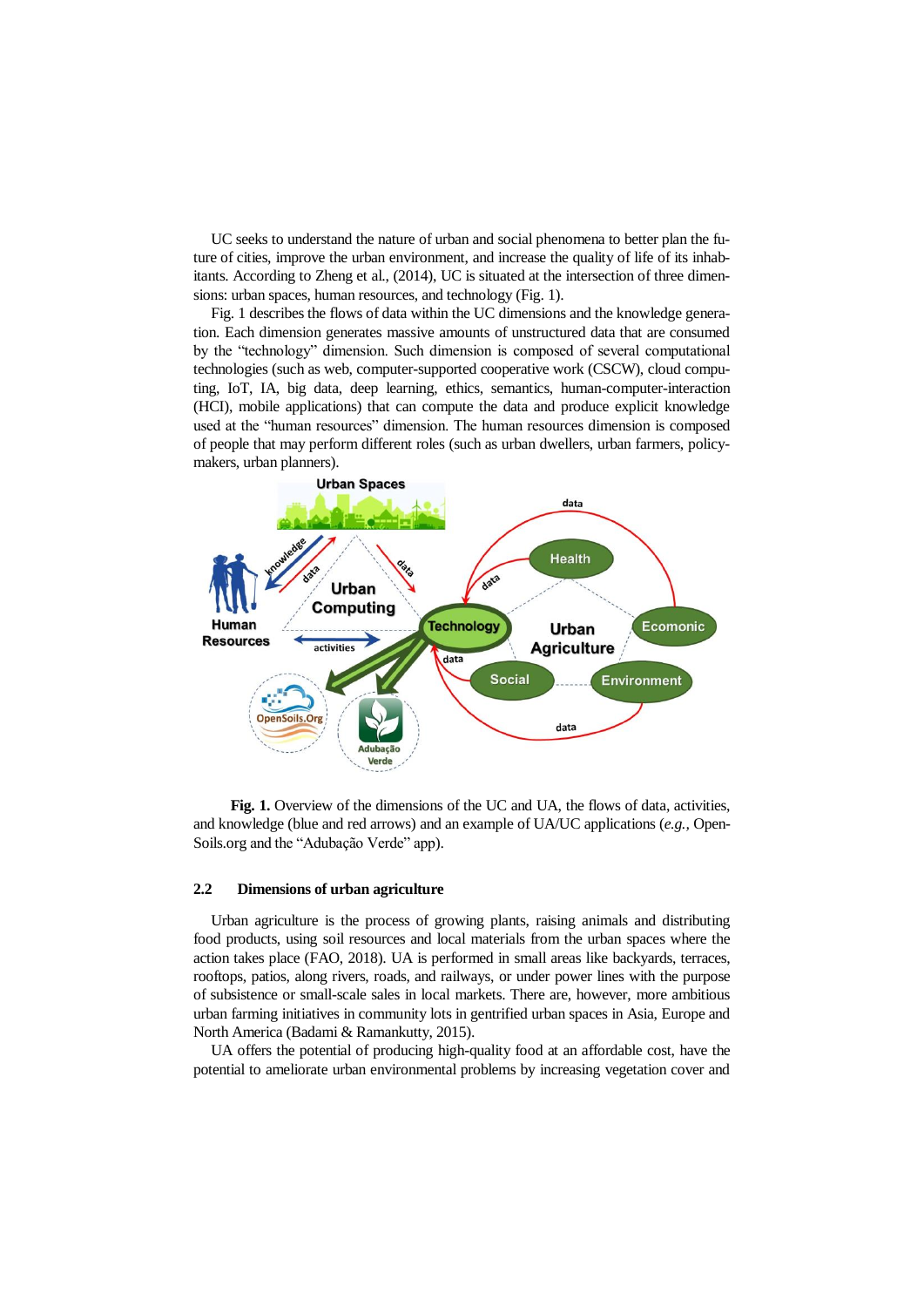UC seeks to understand the nature of urban and social phenomena to better plan the future of cities, improve the urban environment, and increase the quality of life of its inhabitants. According to Zheng et al., (2014), UC is situated at the intersection of three dimensions: urban spaces, human resources, and technology (Fig. 1).

Fig. 1 describes the flows of data within the UC dimensions and the knowledge generation. Each dimension generates massive amounts of unstructured data that are consumed by the "technology" dimension. Such dimension is composed of several computational technologies (such as web, computer-supported cooperative work (CSCW), cloud computing, IoT, IA, big data, deep learning, ethics, semantics, human-computer-interaction (HCI), mobile applications) that can compute the data and produce explicit knowledge used at the "human resources" dimension. The human resources dimension is composed of people that may perform different roles (such as urban dwellers, urban farmers, policymakers, urban planners).

Urban Spaces
Human Resources
Urban Computing
knowledge
data
data
activities
Technology
Urban Agriculture
Health
Ecomonic
Social
Environment
data
data
data
data
OpenSoils.Org
Adubação Verde

**Fig. 1.** Overview of the dimensions of the UC and UA, the flows of data, activities, and knowledge (blue and red arrows) and an example of UA/UC applications (*e.g.*, OpenSoils.org and the "Adubação Verde" app).

### 2.2 Dimensions of urban agriculture

Urban agriculture is the process of growing plants, raising animals and distributing food products, using soil resources and local materials from the urban spaces where the action takes place (FAO, 2018). UA is performed in small areas like backyards, terraces, rooftops, patios, along rivers, roads, and railways, or under power lines with the purpose of subsistence or small-scale sales in local markets. There are, however, more ambitious urban farming initiatives in community lots in gentrified urban spaces in Asia, Europe and North America (Badami & Ramankutty, 2015).

UA offers the potential of producing high-quality food at an affordable cost, have the potential to ameliorate urban environmental problems by increasing vegetation cover and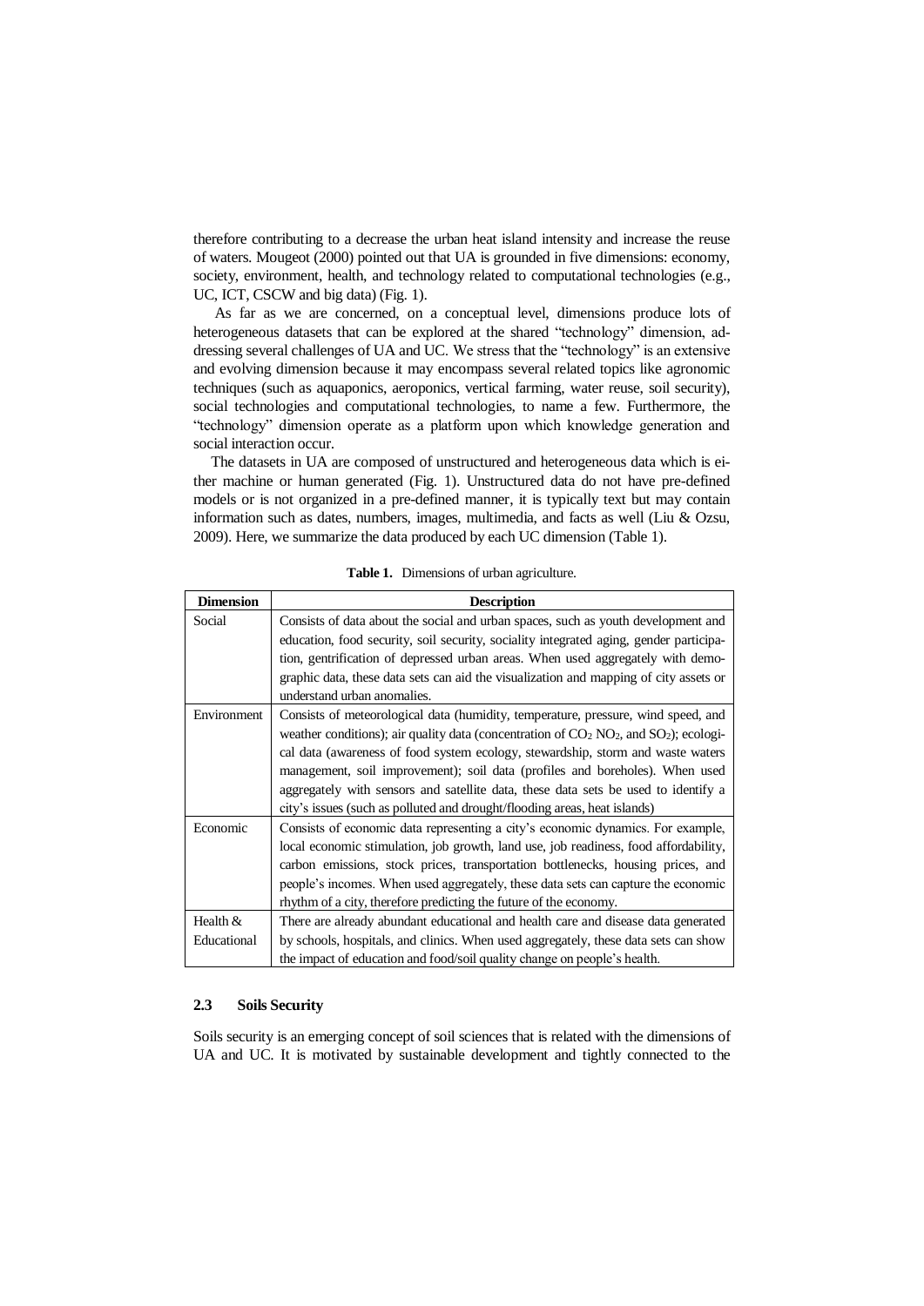therefore contributing to a decrease the urban heat island intensity and increase the reuse of waters. Mougeot (2000) pointed out that UA is grounded in five dimensions: economy, society, environment, health, and technology related to computational technologies (e.g., UC, ICT, CSCW and big data) (Fig. 1).

As far as we are concerned, on a conceptual level, dimensions produce lots of heterogeneous datasets that can be explored at the shared "technology" dimension, addressing several challenges of UA and UC. We stress that the "technology" is an extensive and evolving dimension because it may encompass several related topics like agronomic techniques (such as aquaponics, aeroponics, vertical farming, water reuse, soil security), social technologies and computational technologies, to name a few. Furthermore, the "technology" dimension operate as a platform upon which knowledge generation and social interaction occur.

The datasets in UA are composed of unstructured and heterogeneous data which is either machine or human generated (Fig. 1). Unstructured data do not have pre-defined models or is not organized in a pre-defined manner, it is typically text but may contain information such as dates, numbers, images, multimedia, and facts as well (Liu & Ozsu, 2009). Here, we summarize the data produced by each UC dimension (Table 1).

**Table 1.** Dimensions of urban agriculture.

| Dimension | Description |
|---|---|
| Social | Consists of data about the social and urban spaces, such as youth development and education, food security, soil security, sociality integrated aging, gender participation, gentrification of depressed urban areas. When used aggregately with demographic data, these data sets can aid the visualization and mapping of city assets or understand urban anomalies. |
| Environment | Consists of meteorological data (humidity, temperature, pressure, wind speed, and weather conditions); air quality data (concentration of $CO_2$ $NO_2$, and $SO_2$); ecological data (awareness of food system ecology, stewardship, storm and waste waters management, soil improvement); soil data (profiles and boreholes). When used aggregately with sensors and satellite data, these data sets be used to identify a city's issues (such as polluted and drought/flooding areas, heat islands) |
| Economic | Consists of economic data representing a city's economic dynamics. For example, local economic stimulation, job growth, land use, job readiness, food affordability, carbon emissions, stock prices, transportation bottlenecks, housing prices, and people's incomes. When used aggregately, these data sets can capture the economic rhythm of a city, therefore predicting the future of the economy. |
| Health & Educational | There are already abundant educational and health care and disease data generated by schools, hospitals, and clinics. When used aggregately, these data sets can show the impact of education and food/soil quality change on people's health. |

### 2.3 Soils Security

Soils security is an emerging concept of soil sciences that is related with the dimensions of UA and UC. It is motivated by sustainable development and tightly connected to the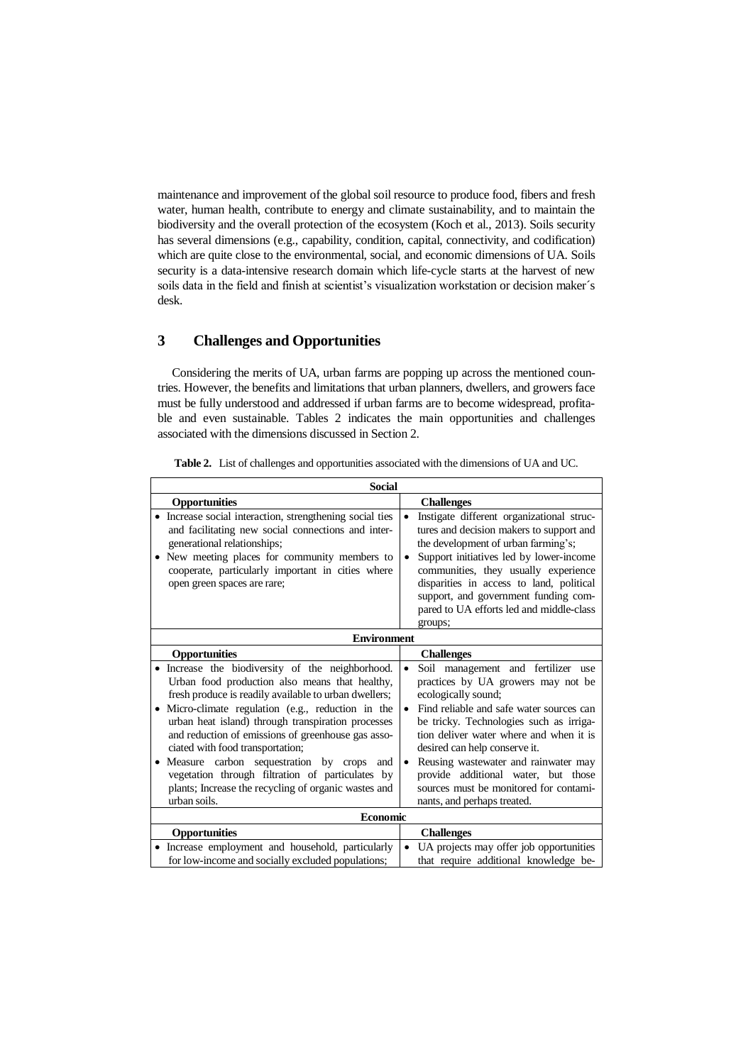maintenance and improvement of the global soil resource to produce food, fibers and fresh water, human health, contribute to energy and climate sustainability, and to maintain the biodiversity and the overall protection of the ecosystem (Koch et al., 2013). Soils security has several dimensions (e.g., capability, condition, capital, connectivity, and codification) which are quite close to the environmental, social, and economic dimensions of UA. Soils security is a data-intensive research domain which life-cycle starts at the harvest of new soils data in the field and finish at scientist's visualization workstation or decision maker´s desk.

## 3 Challenges and Opportunities

Considering the merits of UA, urban farms are popping up across the mentioned countries. However, the benefits and limitations that urban planners, dwellers, and growers face must be fully understood and addressed if urban farms are to become widespread, profitable and even sustainable. Tables 2 indicates the main opportunities and challenges associated with the dimensions discussed in Section 2.

**Table 2.** List of challenges and opportunities associated with the dimensions of UA and UC.

| Opportunities | Challenges |
|---|---|
| **Social** | |
| • Increase social interaction, strengthening social ties and facilitating new social connections and intergenerational relationships;<br>• New meeting places for community members to cooperate, particularly important in cities where open green spaces are rare; | • Instigate different organizational structures and decision makers to support and the development of urban farming's;<br>• Support initiatives led by lower-income communities, they usually experience disparities in access to land, political support, and government funding compared to UA efforts led and middle-class groups; |
| **Environment** | |
| • Increase the biodiversity of the neighborhood. Urban food production also means that healthy, fresh produce is readily available to urban dwellers;<br>• Micro-climate regulation (e.g., reduction in the urban heat island) through transpiration processes and reduction of emissions of greenhouse gas associated with food transportation;<br>• Measure carbon sequestration by crops and vegetation through filtration of particulates by plants; Increase the recycling of organic wastes and urban soils. | • Soil management and fertilizer use practices by UA growers may not be ecologically sound;<br>• Find reliable and safe water sources can be tricky. Technologies such as irrigation deliver water where and when it is desired can help conserve it.<br>• Reusing wastewater and rainwater may provide additional water, but those sources must be monitored for contaminants, and perhaps treated. |
| **Economic** | |
| • Increase employment and household, particularly for low-income and socially excluded populations; | • UA projects may offer job opportunities that require additional knowledge be- |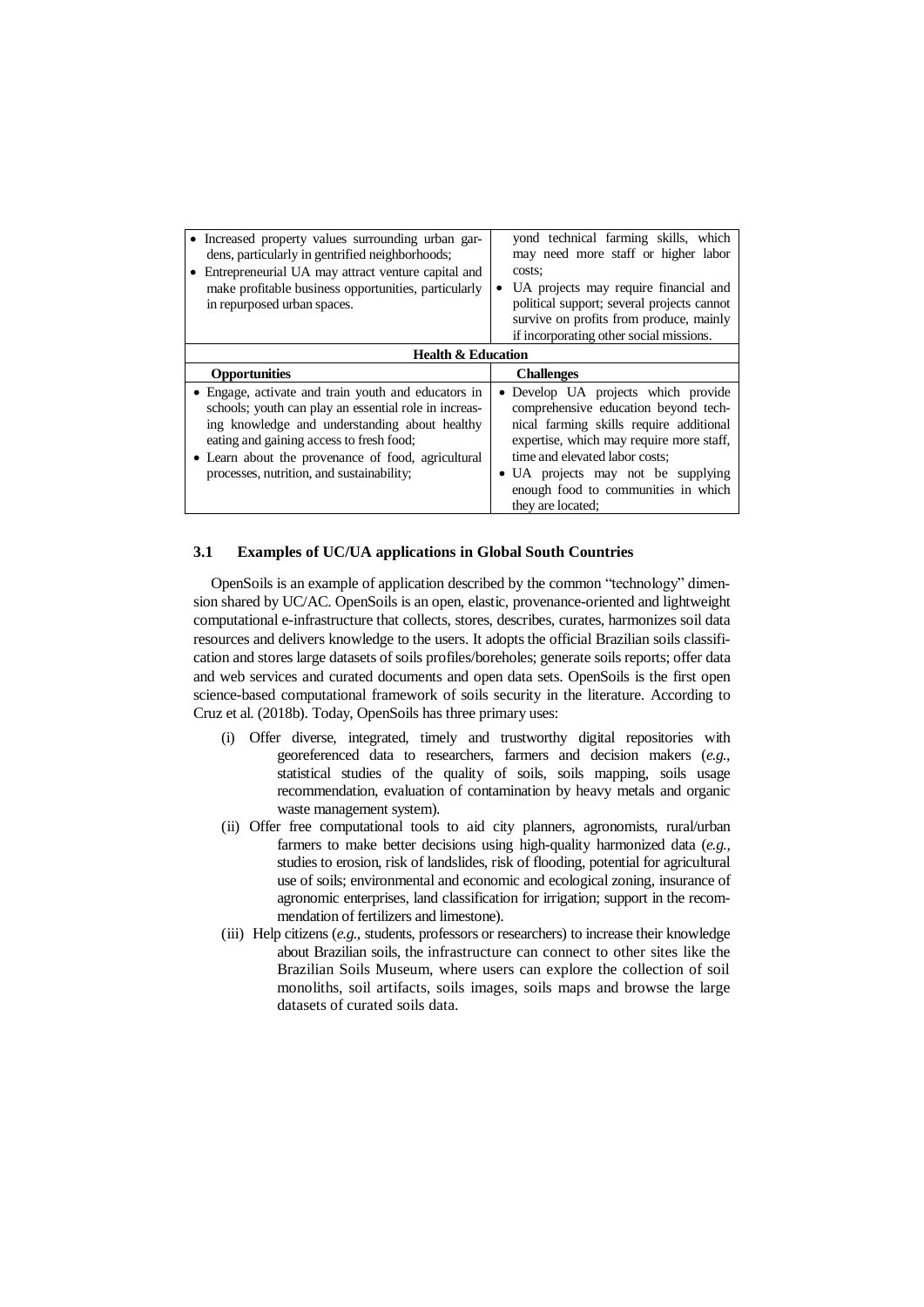| | |
|---|---|
| • Increased property values surrounding urban gardens, particularly in gentrified neighborhoods;<br>• Entrepreneurial UA may attract venture capital and make profitable business opportunities, particularly in repurposed urban spaces. | yond technical farming skills, which may need more staff or higher labor costs;<br>• UA projects may require financial and political support; several projects cannot survive on profits from produce, mainly if incorporating other social missions. |
| **Health & Education** | |
| **Opportunities** | **Challenges** |
| • Engage, activate and train youth and educators in schools; youth can play an essential role in increasing knowledge and understanding about healthy eating and gaining access to fresh food;<br>• Learn about the provenance of food, agricultural processes, nutrition, and sustainability; | • Develop UA projects which provide comprehensive education beyond technical farming skills require additional expertise, which may require more staff, time and elevated labor costs;<br>• UA projects may not be supplying enough food to communities in which they are located; |

### 3.1 Examples of UC/UA applications in Global South Countries

OpenSoils is an example of application described by the common "technology" dimension shared by UC/AC. OpenSoils is an open, elastic, provenance-oriented and lightweight computational e-infrastructure that collects, stores, describes, curates, harmonizes soil data resources and delivers knowledge to the users. It adopts the official Brazilian soils classification and stores large datasets of soils profiles/boreholes; generate soils reports; offer data and web services and curated documents and open data sets. OpenSoils is the first open science-based computational framework of soils security in the literature. According to Cruz et al. (2018b). Today, OpenSoils has three primary uses:

(i) Offer diverse, integrated, timely and trustworthy digital repositories with georeferenced data to researchers, farmers and decision makers (*e.g.,* statistical studies of the quality of soils, soils mapping, soils usage recommendation, evaluation of contamination by heavy metals and organic waste management system).

(ii) Offer free computational tools to aid city planners, agronomists, rural/urban farmers to make better decisions using high-quality harmonized data (*e.g.,* studies to erosion, risk of landslides, risk of flooding, potential for agricultural use of soils; environmental and economic and ecological zoning, insurance of agronomic enterprises, land classification for irrigation; support in the recommendation of fertilizers and limestone).

(iii) Help citizens (*e.g.,* students, professors or researchers) to increase their knowledge about Brazilian soils, the infrastructure can connect to other sites like the Brazilian Soils Museum, where users can explore the collection of soil monoliths, soil artifacts, soils images, soils maps and browse the large datasets of curated soils data.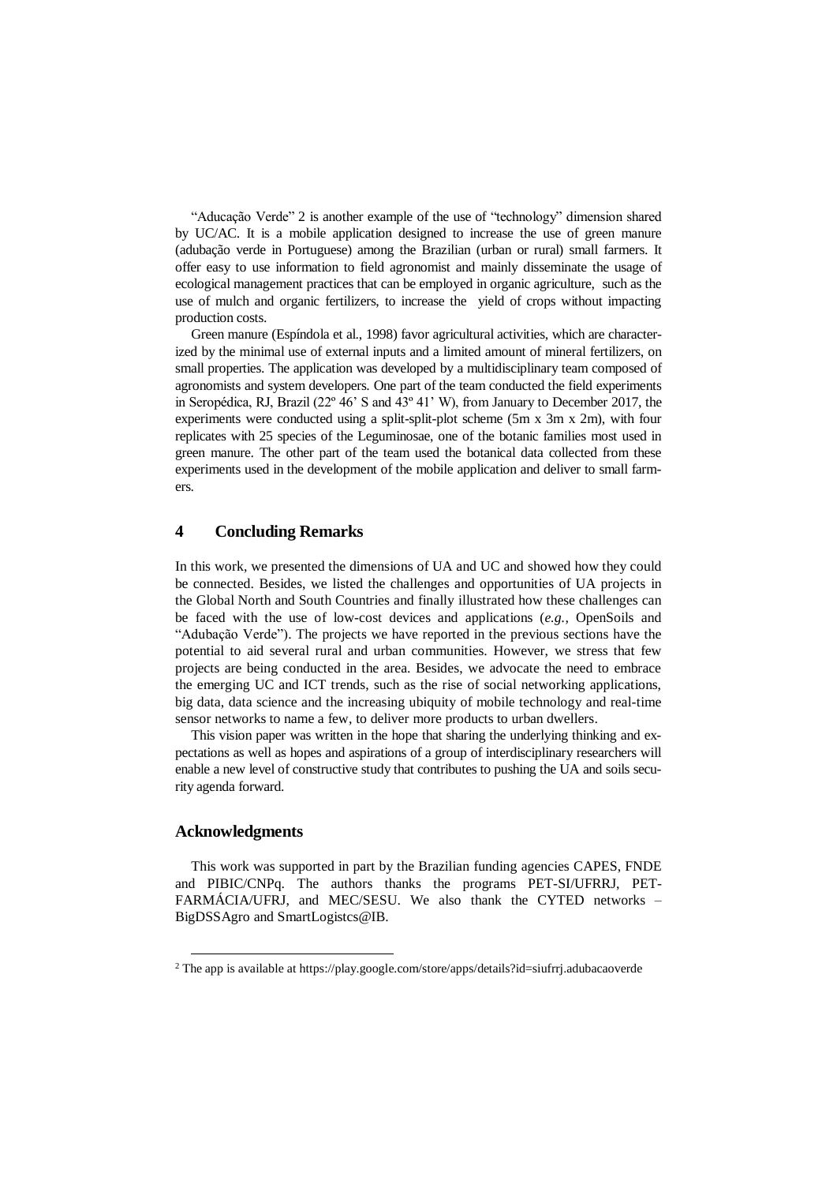"Aducação Verde" 2 is another example of the use of "technology" dimension shared by UC/AC. It is a mobile application designed to increase the use of green manure (adubação verde in Portuguese) among the Brazilian (urban or rural) small farmers. It offer easy to use information to field agronomist and mainly disseminate the usage of ecological management practices that can be employed in organic agriculture, such as the use of mulch and organic fertilizers, to increase the yield of crops without impacting production costs.

Green manure (Espíndola et al., 1998) favor agricultural activities, which are characterized by the minimal use of external inputs and a limited amount of mineral fertilizers, on small properties. The application was developed by a multidisciplinary team composed of agronomists and system developers. One part of the team conducted the field experiments in Seropédica, RJ, Brazil (22º 46' S and 43º 41' W), from January to December 2017, the experiments were conducted using a split-split-plot scheme (5m x 3m x 2m), with four replicates with 25 species of the Leguminosae, one of the botanic families most used in green manure. The other part of the team used the botanical data collected from these experiments used in the development of the mobile application and deliver to small farmers.

# 4 Concluding Remarks

In this work, we presented the dimensions of UA and UC and showed how they could be connected. Besides, we listed the challenges and opportunities of UA projects in the Global North and South Countries and finally illustrated how these challenges can be faced with the use of low-cost devices and applications (*e.g.,* OpenSoils and "Adubação Verde"). The projects we have reported in the previous sections have the potential to aid several rural and urban communities. However, we stress that few projects are being conducted in the area. Besides, we advocate the need to embrace the emerging UC and ICT trends, such as the rise of social networking applications, big data, data science and the increasing ubiquity of mobile technology and real-time sensor networks to name a few, to deliver more products to urban dwellers.

This vision paper was written in the hope that sharing the underlying thinking and expectations as well as hopes and aspirations of a group of interdisciplinary researchers will enable a new level of constructive study that contributes to pushing the UA and soils security agenda forward.

## Acknowledgments

This work was supported in part by the Brazilian funding agencies CAPES, FNDE and PIBIC/CNPq. The authors thanks the programs PET-SI/UFRRJ, PET-FARMÁCIA/UFRJ, and MEC/SESU. We also thank the CYTED networks – BigDSSAgro and SmartLogistcs@IB.

[2] The app is available at https://play.google.com/store/apps/details?id=siufrrj.adubacaoverde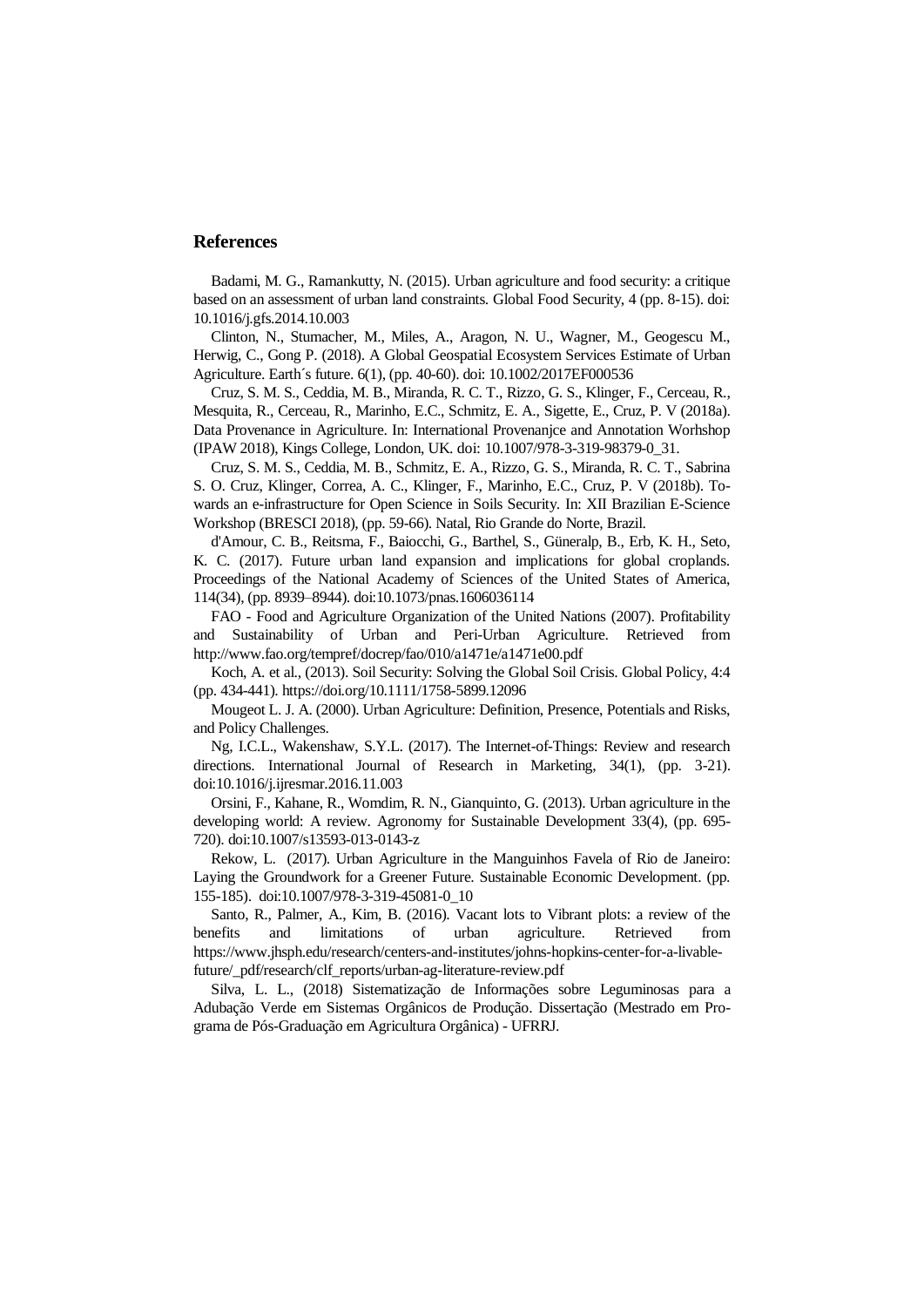## References

Badami, M. G., Ramankutty, N. (2015). Urban agriculture and food security: a critique based on an assessment of urban land constraints. Global Food Security, 4 (pp. 8-15). doi: 10.1016/j.gfs.2014.10.003

Clinton, N., Stumacher, M., Miles, A., Aragon, N. U., Wagner, M., Geogescu M., Herwig, C., Gong P. (2018). A Global Geospatial Ecosystem Services Estimate of Urban Agriculture. Earth´s future. 6(1), (pp. 40-60). doi: 10.1002/2017EF000536

Cruz, S. M. S., Ceddia, M. B., Miranda, R. C. T., Rizzo, G. S., Klinger, F., Cerceau, R., Mesquita, R., Cerceau, R., Marinho, E.C., Schmitz, E. A., Sigette, E., Cruz, P. V (2018a). Data Provenance in Agriculture. In: International Provenanjce and Annotation Worhshop (IPAW 2018), Kings College, London, UK. doi: 10.1007/978-3-319-98379-0_31.

Cruz, S. M. S., Ceddia, M. B., Schmitz, E. A., Rizzo, G. S., Miranda, R. C. T., Sabrina S. O. Cruz, Klinger, Correa, A. C., Klinger, F., Marinho, E.C., Cruz, P. V (2018b). Towards an e-infrastructure for Open Science in Soils Security. In: XII Brazilian E-Science Workshop (BRESCI 2018), (pp. 59-66). Natal, Rio Grande do Norte, Brazil.

d'Amour, C. B., Reitsma, F., Baiocchi, G., Barthel, S., Güneralp, B., Erb, K. H., Seto, K. C. (2017). Future urban land expansion and implications for global croplands. Proceedings of the National Academy of Sciences of the United States of America, 114(34), (pp. 8939–8944). doi:10.1073/pnas.1606036114

FAO - Food and Agriculture Organization of the United Nations (2007). Profitability and Sustainability of Urban and Peri-Urban Agriculture. Retrieved from http://www.fao.org/tempref/docrep/fao/010/a1471e/a1471e00.pdf

Koch, A. et al., (2013). Soil Security: Solving the Global Soil Crisis. Global Policy, 4:4 (pp. 434-441). https://doi.org/10.1111/1758-5899.12096

Mougeot L. J. A. (2000). Urban Agriculture: Definition, Presence, Potentials and Risks, and Policy Challenges.

Ng, I.C.L., Wakenshaw, S.Y.L. (2017). The Internet-of-Things: Review and research directions. International Journal of Research in Marketing, 34(1), (pp. 3-21). doi:10.1016/j.ijresmar.2016.11.003

Orsini, F., Kahane, R., Womdim, R. N., Gianquinto, G. (2013). Urban agriculture in the developing world: A review. Agronomy for Sustainable Development 33(4), (pp. 695-720). doi:10.1007/s13593-013-0143-z

Rekow, L. (2017). Urban Agriculture in the Manguinhos Favela of Rio de Janeiro: Laying the Groundwork for a Greener Future. Sustainable Economic Development. (pp. 155-185). doi:10.1007/978-3-319-45081-0_10

Santo, R., Palmer, A., Kim, B. (2016). Vacant lots to Vibrant plots: a review of the benefits and limitations of urban agriculture. Retrieved from https://www.jhsph.edu/research/centers-and-institutes/johns-hopkins-center-for-a-livable-future/_pdf/research/clf_reports/urban-ag-literature-review.pdf

Silva, L. L., (2018) Sistematização de Informações sobre Leguminosas para a Adubação Verde em Sistemas Orgânicos de Produção. Dissertação (Mestrado em Programa de Pós-Graduação em Agricultura Orgânica) - UFRRJ.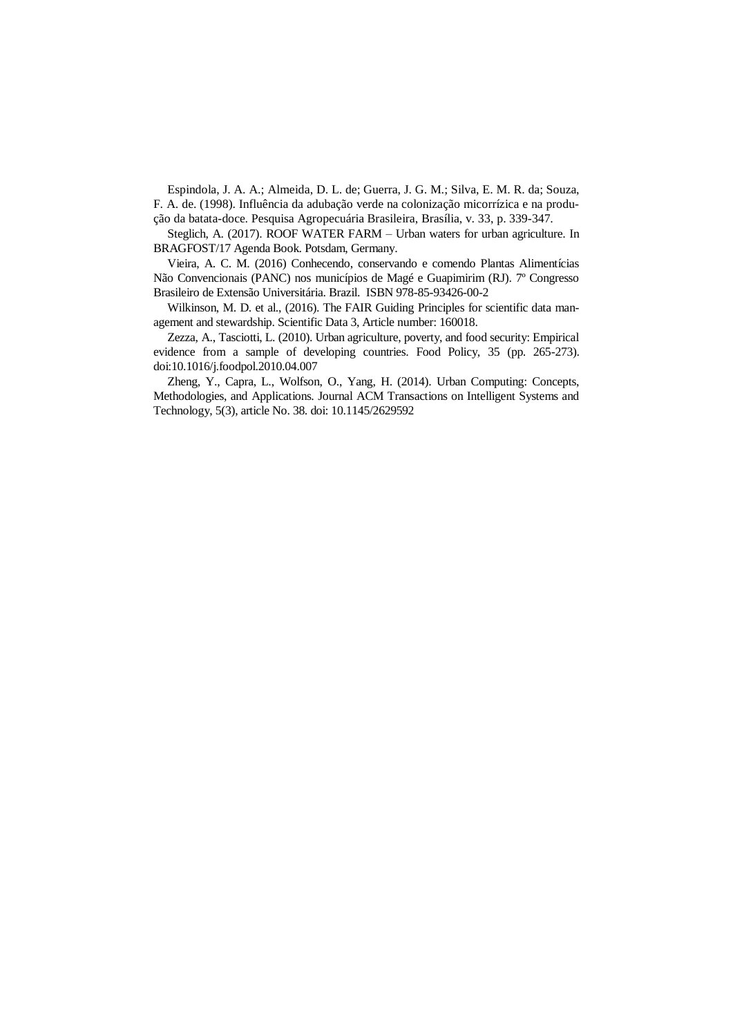Espindola, J. A. A.; Almeida, D. L. de; Guerra, J. G. M.; Silva, E. M. R. da; Souza, F. A. de. (1998). Influência da adubação verde na colonização micorrízica e na produção da batata-doce. Pesquisa Agropecuária Brasileira, Brasília, v. 33, p. 339-347.

Steglich, A. (2017). ROOF WATER FARM – Urban waters for urban agriculture. In BRAGFOST/17 Agenda Book. Potsdam, Germany.

Vieira, A. C. M. (2016) Conhecendo, conservando e comendo Plantas Alimentícias Não Convencionais (PANC) nos municípios de Magé e Guapimirim (RJ). 7º Congresso Brasileiro de Extensão Universitária. Brazil. ISBN 978-85-93426-00-2

Wilkinson, M. D. et al., (2016). The FAIR Guiding Principles for scientific data management and stewardship. Scientific Data 3, Article number: 160018.

Zezza, A., Tasciotti, L. (2010). Urban agriculture, poverty, and food security: Empirical evidence from a sample of developing countries. Food Policy, 35 (pp. 265-273). doi:10.1016/j.foodpol.2010.04.007

Zheng, Y., Capra, L., Wolfson, O., Yang, H. (2014). Urban Computing: Concepts, Methodologies, and Applications. Journal ACM Transactions on Intelligent Systems and Technology, 5(3), article No. 38. doi: 10.1145/2629592